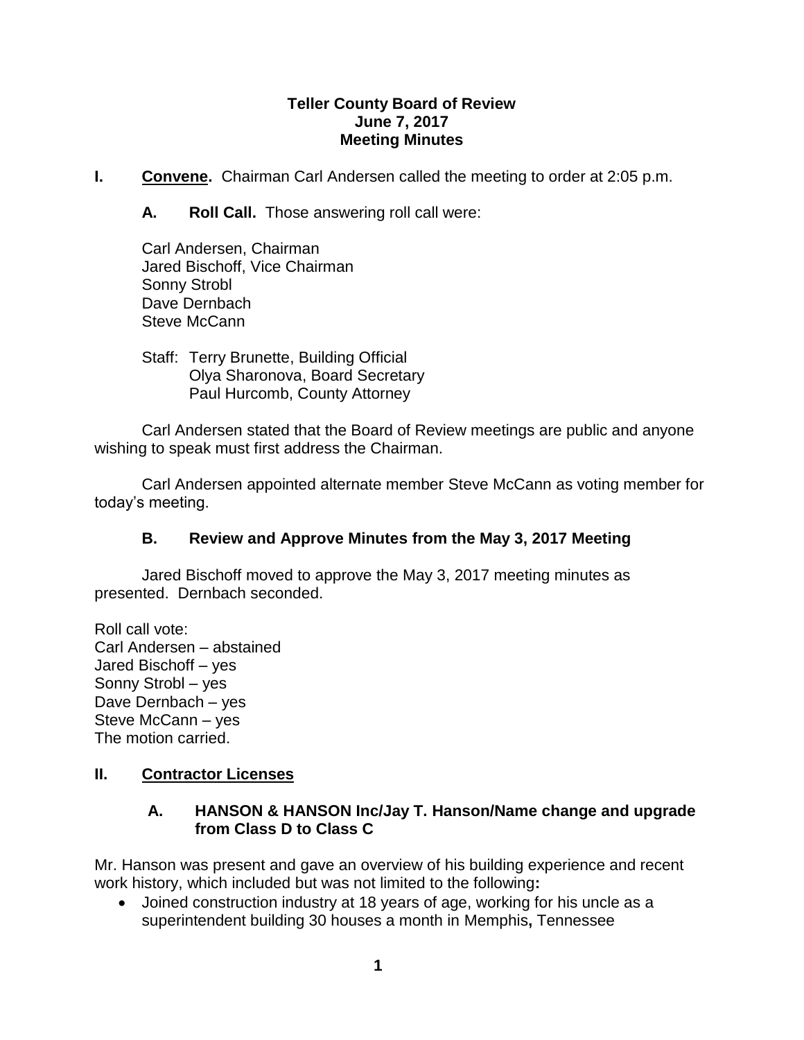# Teller County Board of Review
## June 7, 2017
## Meeting Minutes

**I. Convene.** Chairman Carl Andersen called the meeting to order at 2:05 p.m.

**A. Roll Call.** Those answering roll call were:

Carl Andersen, Chairman
Jared Bischoff, Vice Chairman
Sonny Strobl
Dave Dernbach
Steve McCann

Staff: Terry Brunette, Building Official
Olya Sharonova, Board Secretary
Paul Hurcomb, County Attorney

Carl Andersen stated that the Board of Review meetings are public and anyone wishing to speak must first address the Chairman.

Carl Andersen appointed alternate member Steve McCann as voting member for today's meeting.

**B. Review and Approve Minutes from the May 3, 2017 Meeting**

Jared Bischoff moved to approve the May 3, 2017 meeting minutes as presented. Dernbach seconded.

Roll call vote:
Carl Andersen – abstained
Jared Bischoff – yes
Sonny Strobl – yes
Dave Dernbach – yes
Steve McCann – yes
The motion carried.

**II. Contractor Licenses**

**A. HANSON & HANSON Inc/Jay T. Hanson/Name change and upgrade from Class D to Class C**

Mr. Hanson was present and gave an overview of his building experience and recent work history, which included but was not limited to the following**:**

- Joined construction industry at 18 years of age, working for his uncle as a superintendent building 30 houses a month in Memphis**,** Tennessee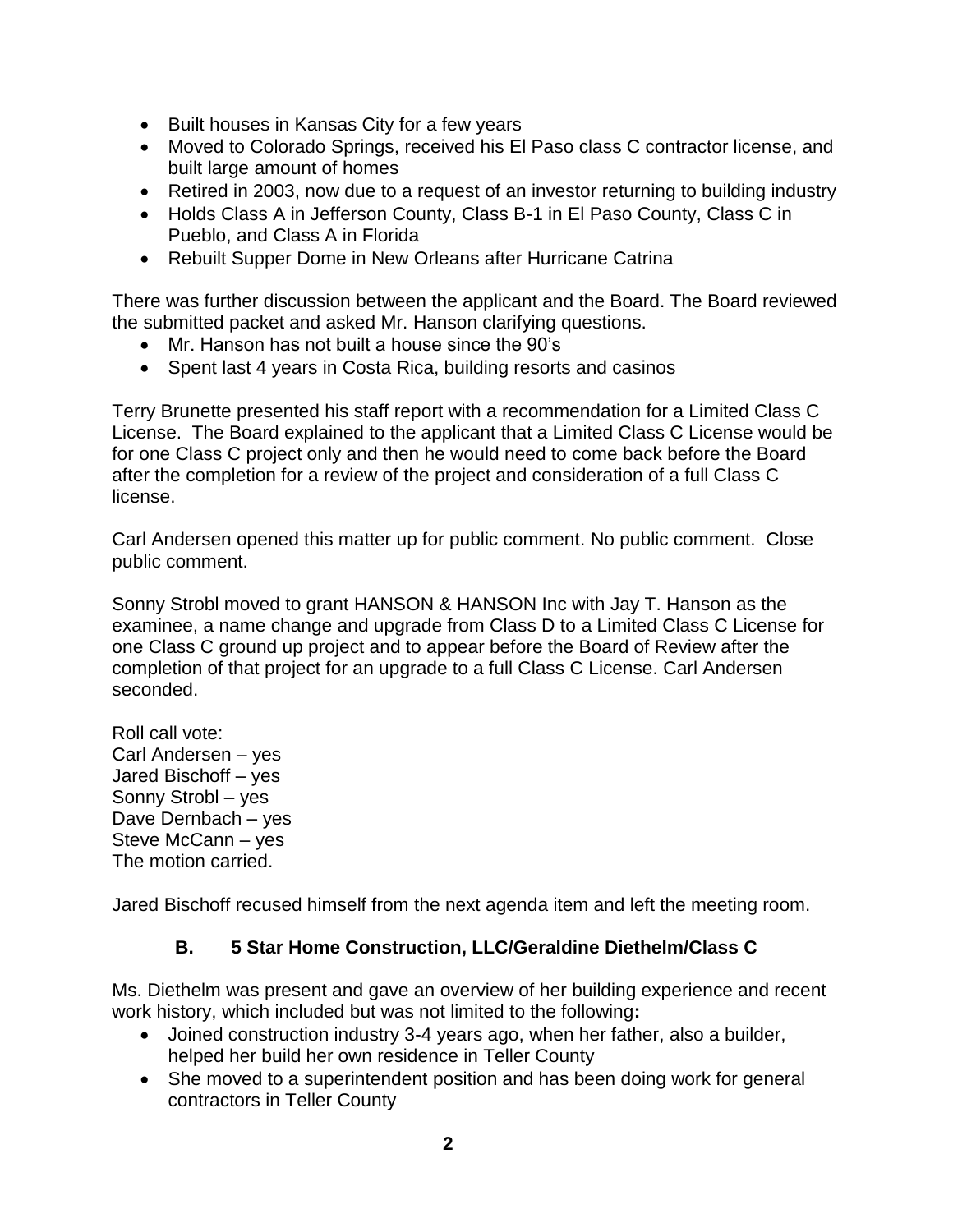- Built houses in Kansas City for a few years
- Moved to Colorado Springs, received his El Paso class C contractor license, and built large amount of homes
- Retired in 2003, now due to a request of an investor returning to building industry
- Holds Class A in Jefferson County, Class B-1 in El Paso County, Class C in Pueblo, and Class A in Florida
- Rebuilt Supper Dome in New Orleans after Hurricane Catrina

There was further discussion between the applicant and the Board. The Board reviewed the submitted packet and asked Mr. Hanson clarifying questions.

- Mr. Hanson has not built a house since the 90's
- Spent last 4 years in Costa Rica, building resorts and casinos

Terry Brunette presented his staff report with a recommendation for a Limited Class C License. The Board explained to the applicant that a Limited Class C License would be for one Class C project only and then he would need to come back before the Board after the completion for a review of the project and consideration of a full Class C license.

Carl Andersen opened this matter up for public comment. No public comment. Close public comment.

Sonny Strobl moved to grant HANSON & HANSON Inc with Jay T. Hanson as the examinee, a name change and upgrade from Class D to a Limited Class C License for one Class C ground up project and to appear before the Board of Review after the completion of that project for an upgrade to a full Class C License. Carl Andersen seconded.

Roll call vote:
Carl Andersen – yes
Jared Bischoff – yes
Sonny Strobl – yes
Dave Dernbach – yes
Steve McCann – yes
The motion carried.

Jared Bischoff recused himself from the next agenda item and left the meeting room.

### B. 5 Star Home Construction, LLC/Geraldine Diethelm/Class C

Ms. Diethelm was present and gave an overview of her building experience and recent work history, which included but was not limited to the following**:**

- Joined construction industry 3-4 years ago, when her father, also a builder, helped her build her own residence in Teller County
- She moved to a superintendent position and has been doing work for general contractors in Teller County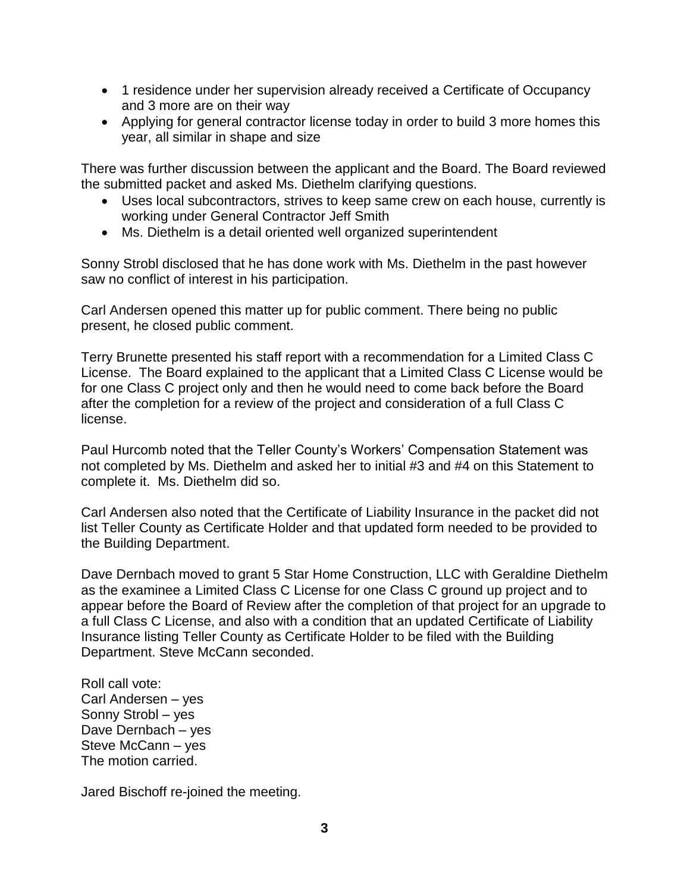- 1 residence under her supervision already received a Certificate of Occupancy and 3 more are on their way
- Applying for general contractor license today in order to build 3 more homes this year, all similar in shape and size

There was further discussion between the applicant and the Board. The Board reviewed the submitted packet and asked Ms. Diethelm clarifying questions.

- Uses local subcontractors, strives to keep same crew on each house, currently is working under General Contractor Jeff Smith
- Ms. Diethelm is a detail oriented well organized superintendent

Sonny Strobl disclosed that he has done work with Ms. Diethelm in the past however saw no conflict of interest in his participation.

Carl Andersen opened this matter up for public comment. There being no public present, he closed public comment.

Terry Brunette presented his staff report with a recommendation for a Limited Class C License. The Board explained to the applicant that a Limited Class C License would be for one Class C project only and then he would need to come back before the Board after the completion for a review of the project and consideration of a full Class C license.

Paul Hurcomb noted that the Teller County's Workers' Compensation Statement was not completed by Ms. Diethelm and asked her to initial #3 and #4 on this Statement to complete it. Ms. Diethelm did so.

Carl Andersen also noted that the Certificate of Liability Insurance in the packet did not list Teller County as Certificate Holder and that updated form needed to be provided to the Building Department.

Dave Dernbach moved to grant 5 Star Home Construction, LLC with Geraldine Diethelm as the examinee a Limited Class C License for one Class C ground up project and to appear before the Board of Review after the completion of that project for an upgrade to a full Class C License, and also with a condition that an updated Certificate of Liability Insurance listing Teller County as Certificate Holder to be filed with the Building Department. Steve McCann seconded.

Roll call vote:
Carl Andersen – yes
Sonny Strobl – yes
Dave Dernbach – yes
Steve McCann – yes
The motion carried.

Jared Bischoff re-joined the meeting.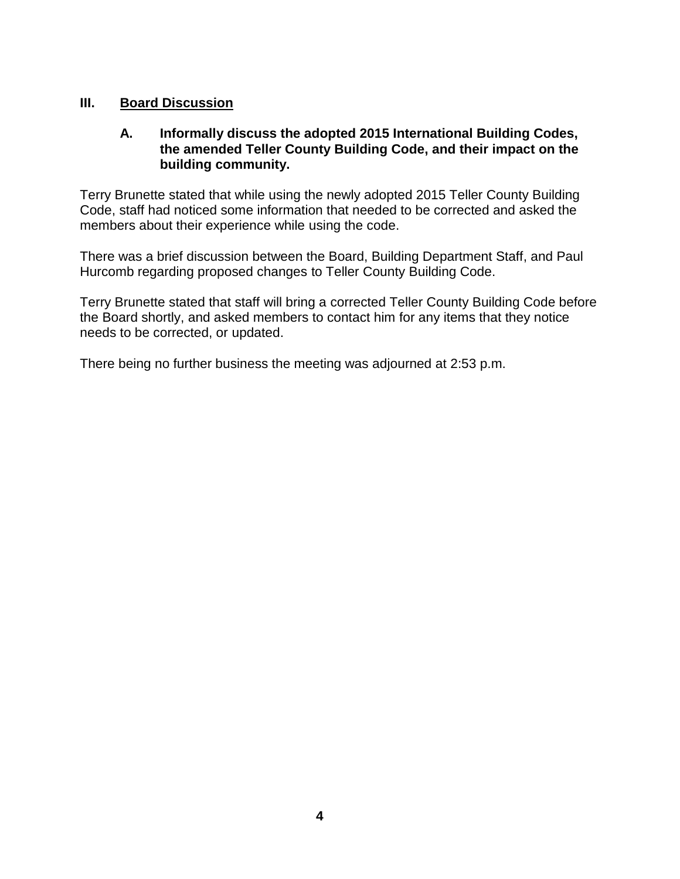## III. Board Discussion

### A. Informally discuss the adopted 2015 International Building Codes, the amended Teller County Building Code, and their impact on the building community.

Terry Brunette stated that while using the newly adopted 2015 Teller County Building Code, staff had noticed some information that needed to be corrected and asked the members about their experience while using the code.

There was a brief discussion between the Board, Building Department Staff, and Paul Hurcomb regarding proposed changes to Teller County Building Code.

Terry Brunette stated that staff will bring a corrected Teller County Building Code before the Board shortly, and asked members to contact him for any items that they notice needs to be corrected, or updated.

There being no further business the meeting was adjourned at 2:53 p.m.